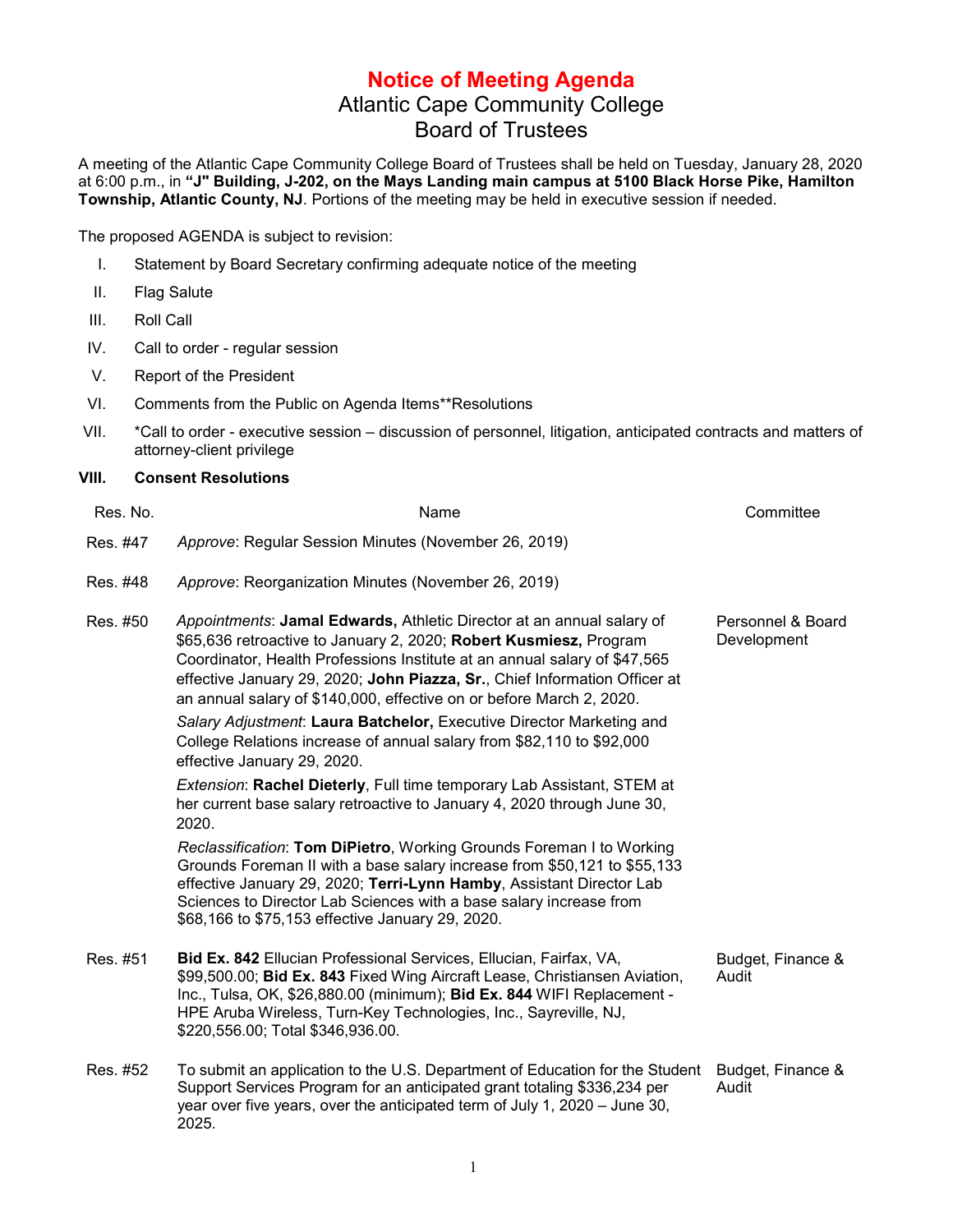# Notice of Meeting Agenda
## Atlantic Cape Community College
## Board of Trustees

A meeting of the Atlantic Cape Community College Board of Trustees shall be held on Tuesday, January 28, 2020 at 6:00 p.m., in **"J" Building, J-202, on the Mays Landing main campus at 5100 Black Horse Pike, Hamilton Township, Atlantic County, NJ**. Portions of the meeting may be held in executive session if needed.

The proposed AGENDA is subject to revision:

I. Statement by Board Secretary confirming adequate notice of the meeting

II. Flag Salute

III. Roll Call

IV. Call to order - regular session

V. Report of the President

VI. Comments from the Public on Agenda Items**Resolutions

VII. *Call to order - executive session – discussion of personnel, litigation, anticipated contracts and matters of attorney-client privilege

**VIII. Consent Resolutions**

| Res. No. | Name | Committee |
|---|---|---|
| Res. #47 | *Approve*: Regular Session Minutes (November 26, 2019) | |
| Res. #48 | *Approve*: Reorganization Minutes (November 26, 2019) | |
| Res. #50 | *Appointments*: **Jamal Edwards,** Athletic Director at an annual salary of $65,636 retroactive to January 2, 2020; **Robert Kusmiesz,** Program Coordinator, Health Professions Institute at an annual salary of $47,565 effective January 29, 2020; **John Piazza, Sr.**, Chief Information Officer at an annual salary of $140,000, effective on or before March 2, 2020.<br><br>*Salary Adjustment*: **Laura Batchelor,** Executive Director Marketing and College Relations increase of annual salary from $82,110 to $92,000 effective January 29, 2020.<br><br>*Extension*: **Rachel Dieterly**, Full time temporary Lab Assistant, STEM at her current base salary retroactive to January 4, 2020 through June 30, 2020.<br><br>*Reclassification*: **Tom DiPietro**, Working Grounds Foreman I to Working Grounds Foreman II with a base salary increase from $50,121 to $55,133 effective January 29, 2020; **Terri-Lynn Hamby**, Assistant Director Lab Sciences to Director Lab Sciences with a base salary increase from $68,166 to $75,153 effective January 29, 2020. | Personnel & Board Development |
| Res. #51 | **Bid Ex. 842** Ellucian Professional Services, Ellucian, Fairfax, VA, $99,500.00; **Bid Ex. 843** Fixed Wing Aircraft Lease, Christiansen Aviation, Inc., Tulsa, OK, $26,880.00 (minimum); **Bid Ex. 844** WIFI Replacement - HPE Aruba Wireless, Turn-Key Technologies, Inc., Sayreville, NJ, $220,556.00; Total $346,936.00. | Budget, Finance & Audit |
| Res. #52 | To submit an application to the U.S. Department of Education for the Student Support Services Program for an anticipated grant totaling $336,234 per year over five years, over the anticipated term of July 1, 2020 – June 30, 2025. | Budget, Finance & Audit |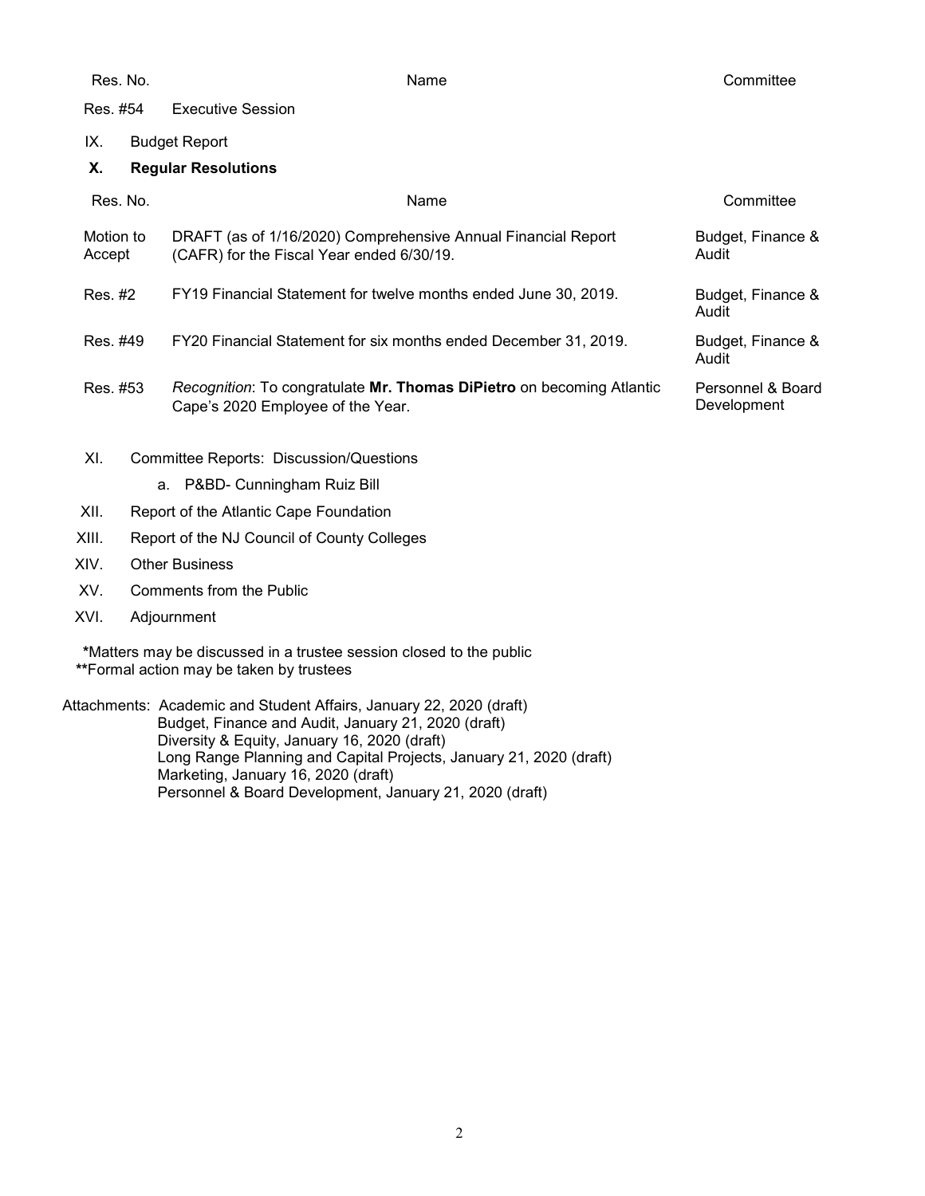| Res. No. | Name | Committee |
|---|---|---|
| Res. #54 | Executive Session | |

IX. Budget Report

**X. Regular Resolutions**

| Res. No. | Name | Committee |
|---|---|---|
| Motion to Accept | DRAFT (as of 1/16/2020) Comprehensive Annual Financial Report (CAFR) for the Fiscal Year ended 6/30/19. | Budget, Finance & Audit |
| Res. #2 | FY19 Financial Statement for twelve months ended June 30, 2019. | Budget, Finance & Audit |
| Res. #49 | FY20 Financial Statement for six months ended December 31, 2019. | Budget, Finance & Audit |
| Res. #53 | *Recognition*: To congratulate **Mr. Thomas DiPietro** on becoming Atlantic Cape's 2020 Employee of the Year. | Personnel & Board Development |

XI. Committee Reports: Discussion/Questions

a. P&BD- Cunningham Ruiz Bill

XII. Report of the Atlantic Cape Foundation

XIII. Report of the NJ Council of County Colleges

XIV. Other Business

XV. Comments from the Public

XVI. Adjournment

*Matters may be discussed in a trustee session closed to the public
**Formal action may be taken by trustees

Attachments: Academic and Student Affairs, January 22, 2020 (draft)
Budget, Finance and Audit, January 21, 2020 (draft)
Diversity & Equity, January 16, 2020 (draft)
Long Range Planning and Capital Projects, January 21, 2020 (draft)
Marketing, January 16, 2020 (draft)
Personnel & Board Development, January 21, 2020 (draft)